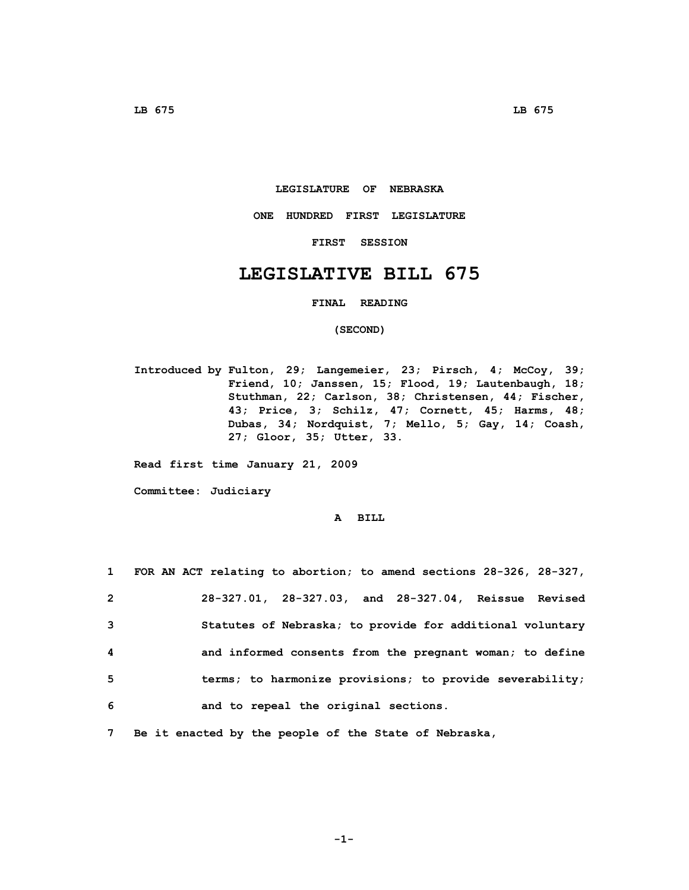# LEGISLATURE OF NEBRASKA

## ONE HUNDRED FIRST LEGISLATURE

## FIRST SESSION

# LEGISLATIVE BILL 675

## FINAL READING

## (SECOND)

**Introduced by Fulton, 29; Langemeier, 23; Pirsch, 4; McCoy, 39; Friend, 10; Janssen, 15; Flood, 19; Lautenbaugh, 18; Stuthman, 22; Carlson, 38; Christensen, 44; Fischer, 43; Price, 3; Schilz, 47; Cornett, 45; Harms, 48; Dubas, 34; Nordquist, 7; Mello, 5; Gay, 14; Coash, 27; Gloor, 35; Utter, 33.**

**Read first time January 21, 2009**

**Committee: Judiciary**

## A BILL

1 FOR AN ACT relating to abortion; to amend sections 28-326, 28-327,
2 28-327.01, 28-327.03, and 28-327.04, Reissue Revised
3 Statutes of Nebraska; to provide for additional voluntary
4 and informed consents from the pregnant woman; to define
5 terms; to harmonize provisions; to provide severability;
6 and to repeal the original sections.
7 Be it enacted by the people of the State of Nebraska,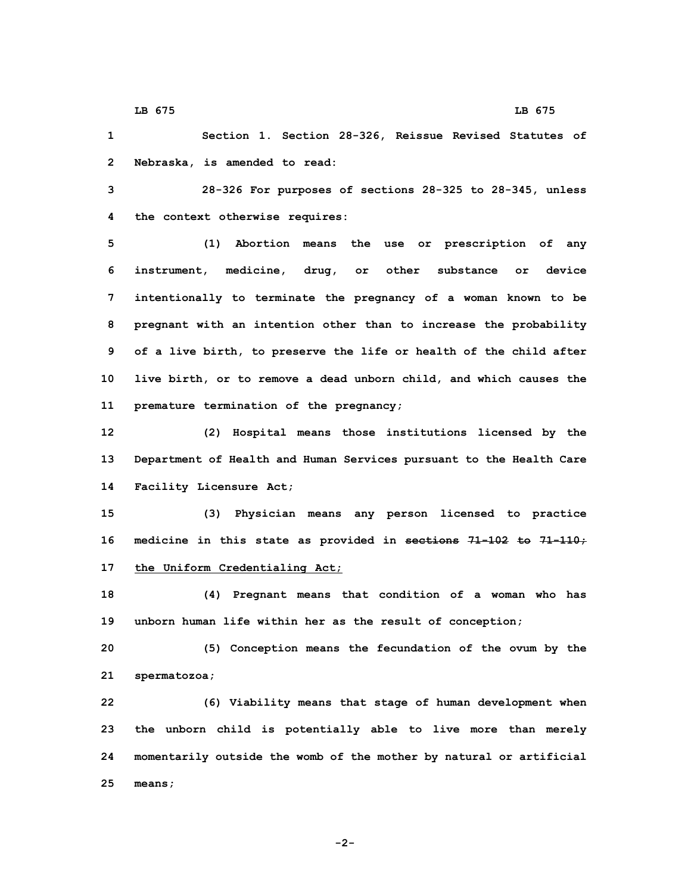Section 1. Section 28-326, Reissue Revised Statutes of Nebraska, is amended to read:

28-326 For purposes of sections 28-325 to 28-345, unless the context otherwise requires:

(1) Abortion means the use or prescription of any instrument, medicine, drug, or other substance or device intentionally to terminate the pregnancy of a woman known to be pregnant with an intention other than to increase the probability of a live birth, to preserve the life or health of the child after live birth, or to remove a dead unborn child, and which causes the premature termination of the pregnancy;

(2) Hospital means those institutions licensed by the Department of Health and Human Services pursuant to the Health Care Facility Licensure Act;

(3) Physician means any person licensed to practice medicine in this state as provided in ~~sections 71-102 to 71-110;~~ the Uniform Credentialing Act;

(4) Pregnant means that condition of a woman who has unborn human life within her as the result of conception;

(5) Conception means the fecundation of the ovum by the spermatozoa;

(6) Viability means that stage of human development when the unborn child is potentially able to live more than merely momentarily outside the womb of the mother by natural or artificial means;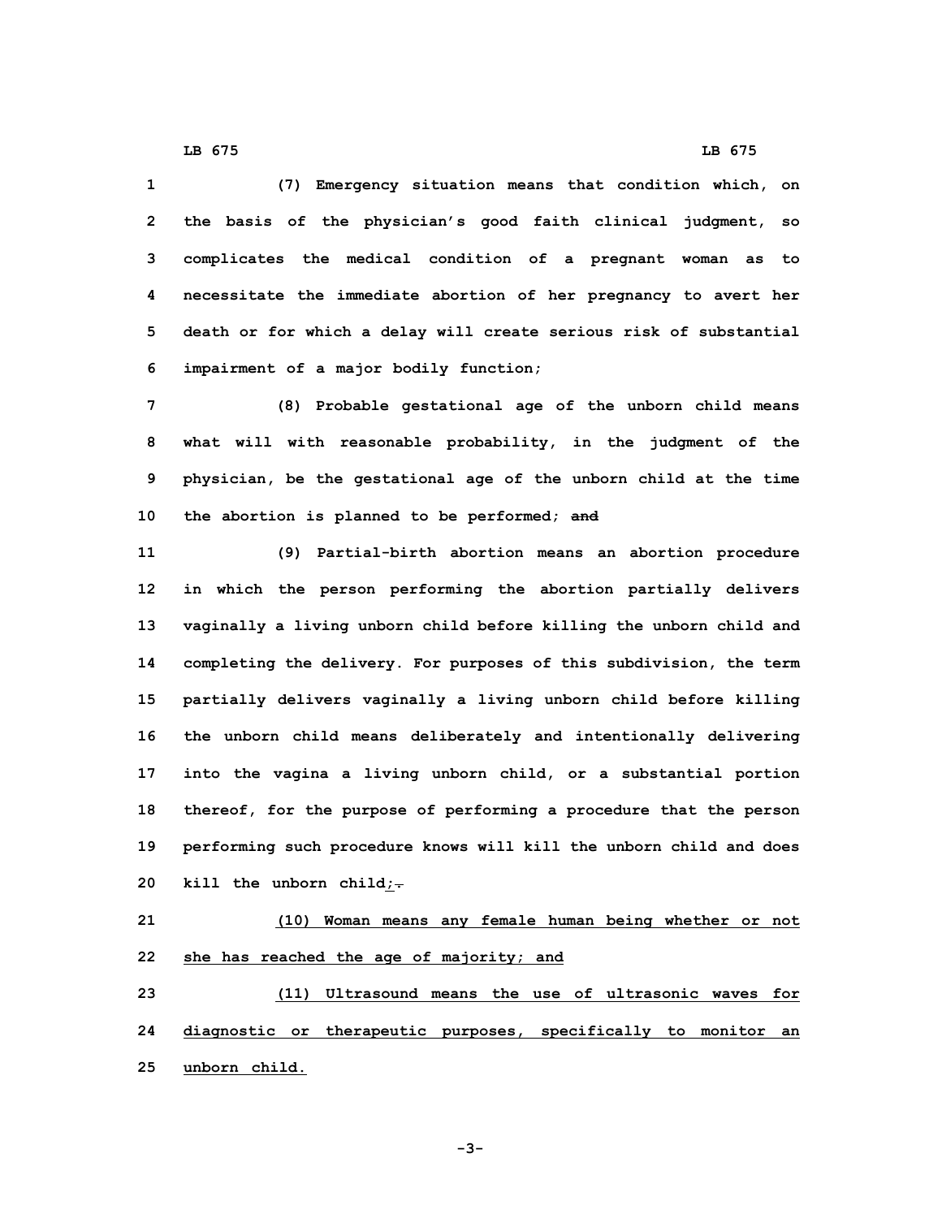(7) Emergency situation means that condition which, on the basis of the physician's good faith clinical judgment, so complicates the medical condition of a pregnant woman as to necessitate the immediate abortion of her pregnancy to avert her death or for which a delay will create serious risk of substantial impairment of a major bodily function;

(8) Probable gestational age of the unborn child means what will with reasonable probability, in the judgment of the physician, be the gestational age of the unborn child at the time the abortion is planned to be performed; ~~and~~

(9) Partial-birth abortion means an abortion procedure in which the person performing the abortion partially delivers vaginally a living unborn child before killing the unborn child and completing the delivery. For purposes of this subdivision, the term partially delivers vaginally a living unborn child before killing the unborn child means deliberately and intentionally delivering into the vagina a living unborn child, or a substantial portion thereof, for the purpose of performing a procedure that the person performing such procedure knows will kill the unborn child and does kill the unborn child<u>;</u>~~.~~

<u>(10) Woman means any female human being whether or not she has reached the age of majority; and</u>

<u>(11) Ultrasound means the use of ultrasonic waves for diagnostic or therapeutic purposes, specifically to monitor an unborn child.</u>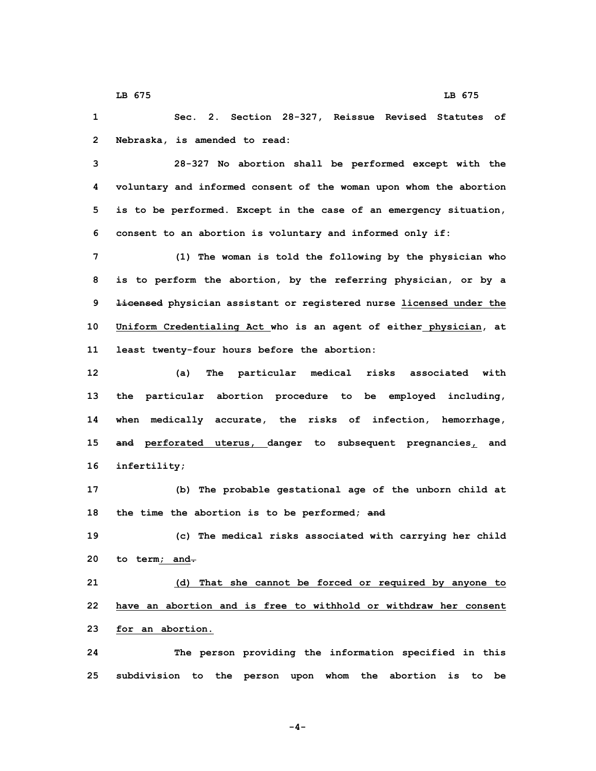Sec. 2. Section 28-327, Reissue Revised Statutes of Nebraska, is amended to read:

28-327 No abortion shall be performed except with the voluntary and informed consent of the woman upon whom the abortion is to be performed. Except in the case of an emergency situation, consent to an abortion is voluntary and informed only if:

(1) The woman is told the following by the physician who is to perform the abortion, by the referring physician, or by a ~~licensed~~ physician assistant or registered nurse licensed under the Uniform Credentialing Act who is an agent of either physician, at least twenty-four hours before the abortion:

(a) The particular medical risks associated with the particular abortion procedure to be employed including, when medically accurate, the risks of infection, hemorrhage, ~~and~~ perforated uterus, danger to subsequent pregnancies, and infertility;

(b) The probable gestational age of the unborn child at the time the abortion is to be performed; ~~and~~

(c) The medical risks associated with carrying her child to term; and~~.~~

(d) That she cannot be forced or required by anyone to have an abortion and is free to withhold or withdraw her consent for an abortion.

The person providing the information specified in this subdivision to the person upon whom the abortion is to be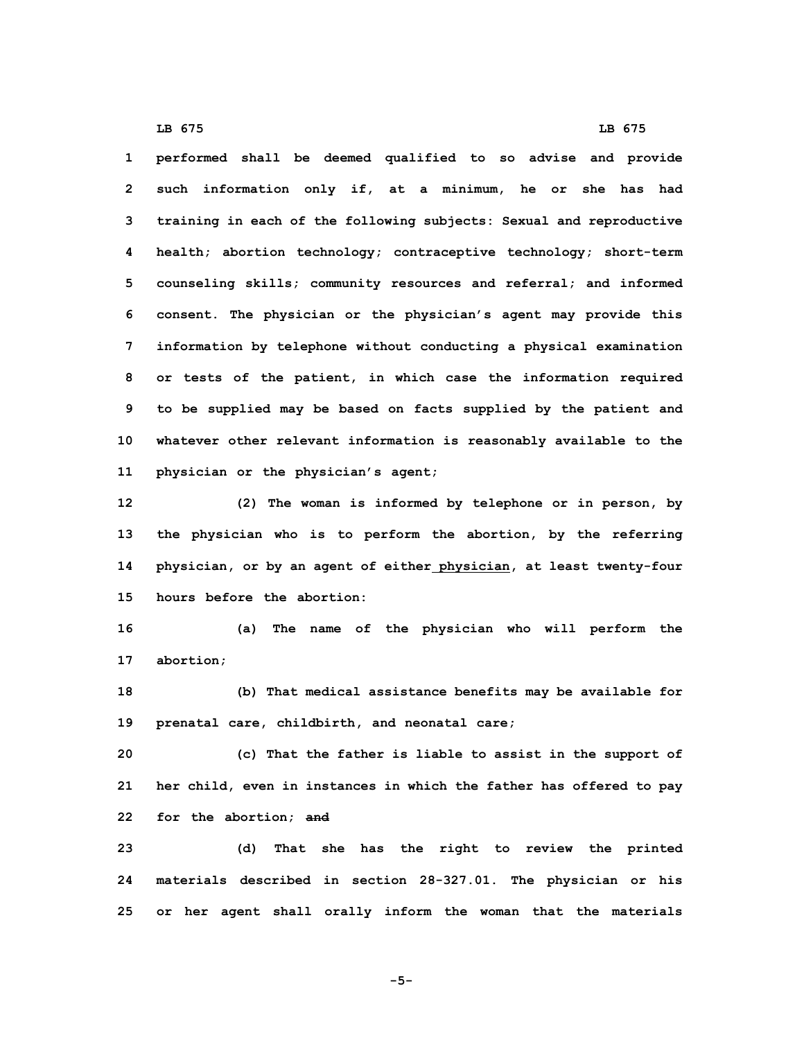performed shall be deemed qualified to so advise and provide such information only if, at a minimum, he or she has had training in each of the following subjects: Sexual and reproductive health; abortion technology; contraceptive technology; short-term counseling skills; community resources and referral; and informed consent. The physician or the physician's agent may provide this information by telephone without conducting a physical examination or tests of the patient, in which case the information required to be supplied may be based on facts supplied by the patient and whatever other relevant information is reasonably available to the physician or the physician's agent;

(2) The woman is informed by telephone or in person, by the physician who is to perform the abortion, by the referring physician, or by an agent of either physician, at least twenty-four hours before the abortion:

(a) The name of the physician who will perform the abortion;

(b) That medical assistance benefits may be available for prenatal care, childbirth, and neonatal care;

(c) That the father is liable to assist in the support of her child, even in instances in which the father has offered to pay for the abortion; ~~and~~

(d) That she has the right to review the printed materials described in section 28-327.01. The physician or his or her agent shall orally inform the woman that the materials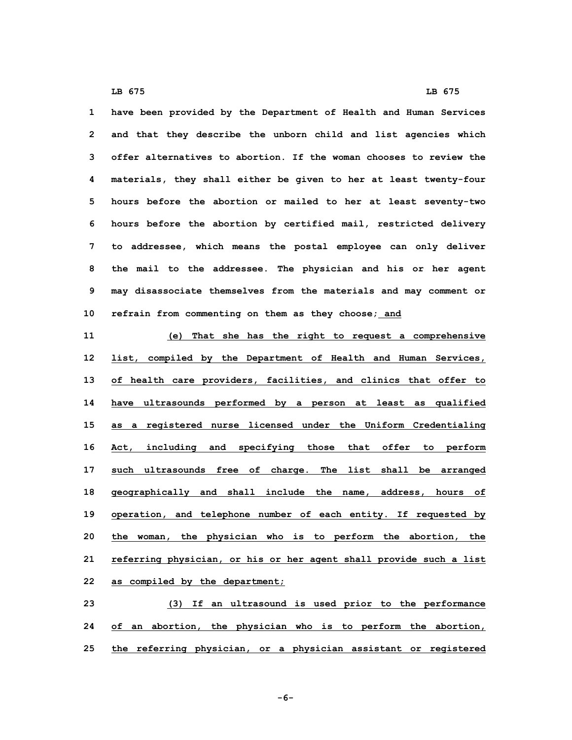have been provided by the Department of Health and Human Services and that they describe the unborn child and list agencies which offer alternatives to abortion. If the woman chooses to review the materials, they shall either be given to her at least twenty-four hours before the abortion or mailed to her at least seventy-two hours before the abortion by certified mail, restricted delivery to addressee, which means the postal employee can only deliver the mail to the addressee. The physician and his or her agent may disassociate themselves from the materials and may comment or refrain from commenting on them as they choose; and

(e) That she has the right to request a comprehensive list, compiled by the Department of Health and Human Services, of health care providers, facilities, and clinics that offer to have ultrasounds performed by a person at least as qualified as a registered nurse licensed under the Uniform Credentialing Act, including and specifying those that offer to perform such ultrasounds free of charge. The list shall be arranged geographically and shall include the name, address, hours of operation, and telephone number of each entity. If requested by the woman, the physician who is to perform the abortion, the referring physician, or his or her agent shall provide such a list as compiled by the department;

(3) If an ultrasound is used prior to the performance of an abortion, the physician who is to perform the abortion, the referring physician, or a physician assistant or registered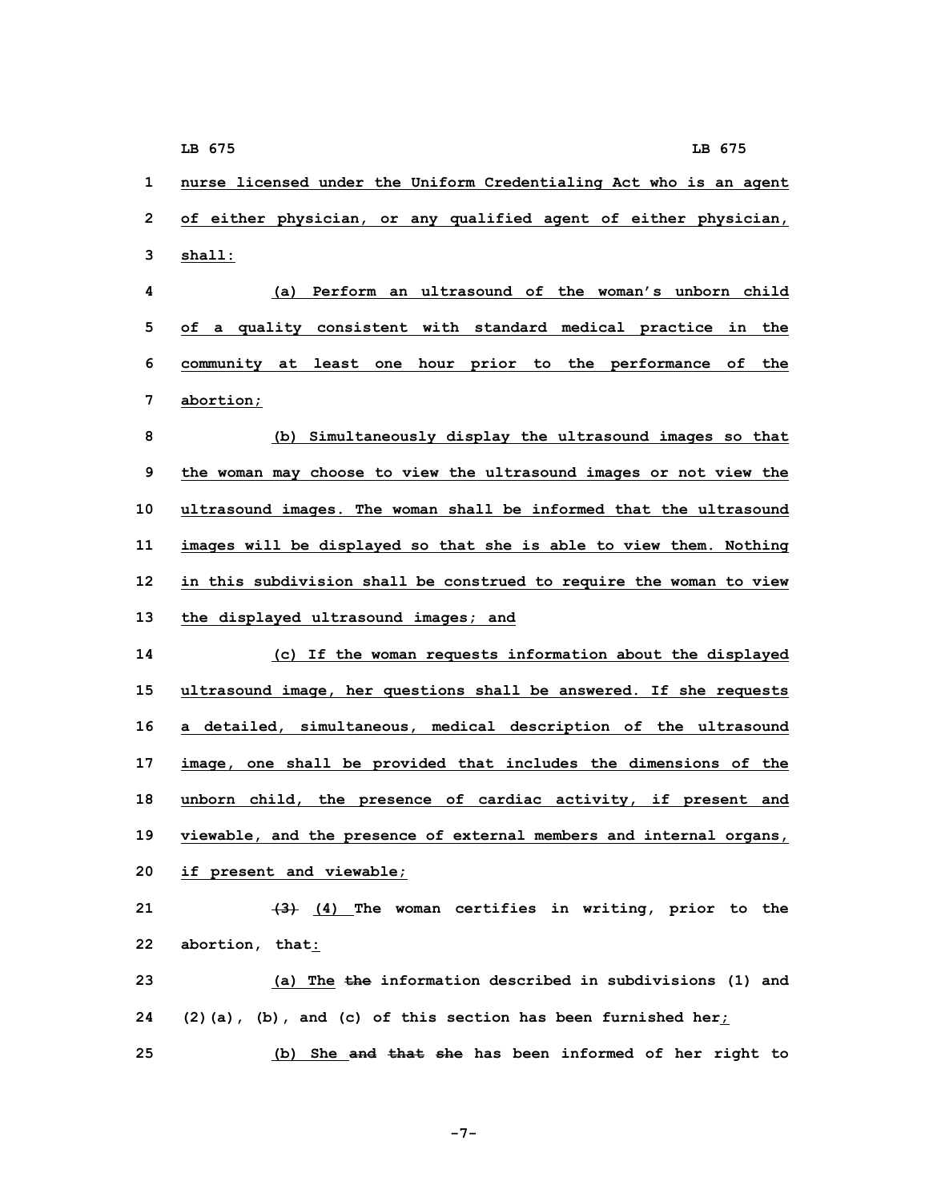nurse licensed under the Uniform Credentialing Act who is an agent of either physician, or any qualified agent of either physician, shall:

(a) Perform an ultrasound of the woman's unborn child of a quality consistent with standard medical practice in the community at least one hour prior to the performance of the abortion;

(b) Simultaneously display the ultrasound images so that the woman may choose to view the ultrasound images or not view the ultrasound images. The woman shall be informed that the ultrasound images will be displayed so that she is able to view them. Nothing in this subdivision shall be construed to require the woman to view the displayed ultrasound images; and

(c) If the woman requests information about the displayed ultrasound image, her questions shall be answered. If she requests a detailed, simultaneous, medical description of the ultrasound image, one shall be provided that includes the dimensions of the unborn child, the presence of cardiac activity, if present and viewable, and the presence of external members and internal organs, if present and viewable;

~~(3)~~ (4) The woman certifies in writing, prior to the abortion, that:

(a) The ~~the~~ information described in subdivisions (1) and (2)(a), (b), and (c) of this section has been furnished her;

(b) She ~~and that she~~ has been informed of her right to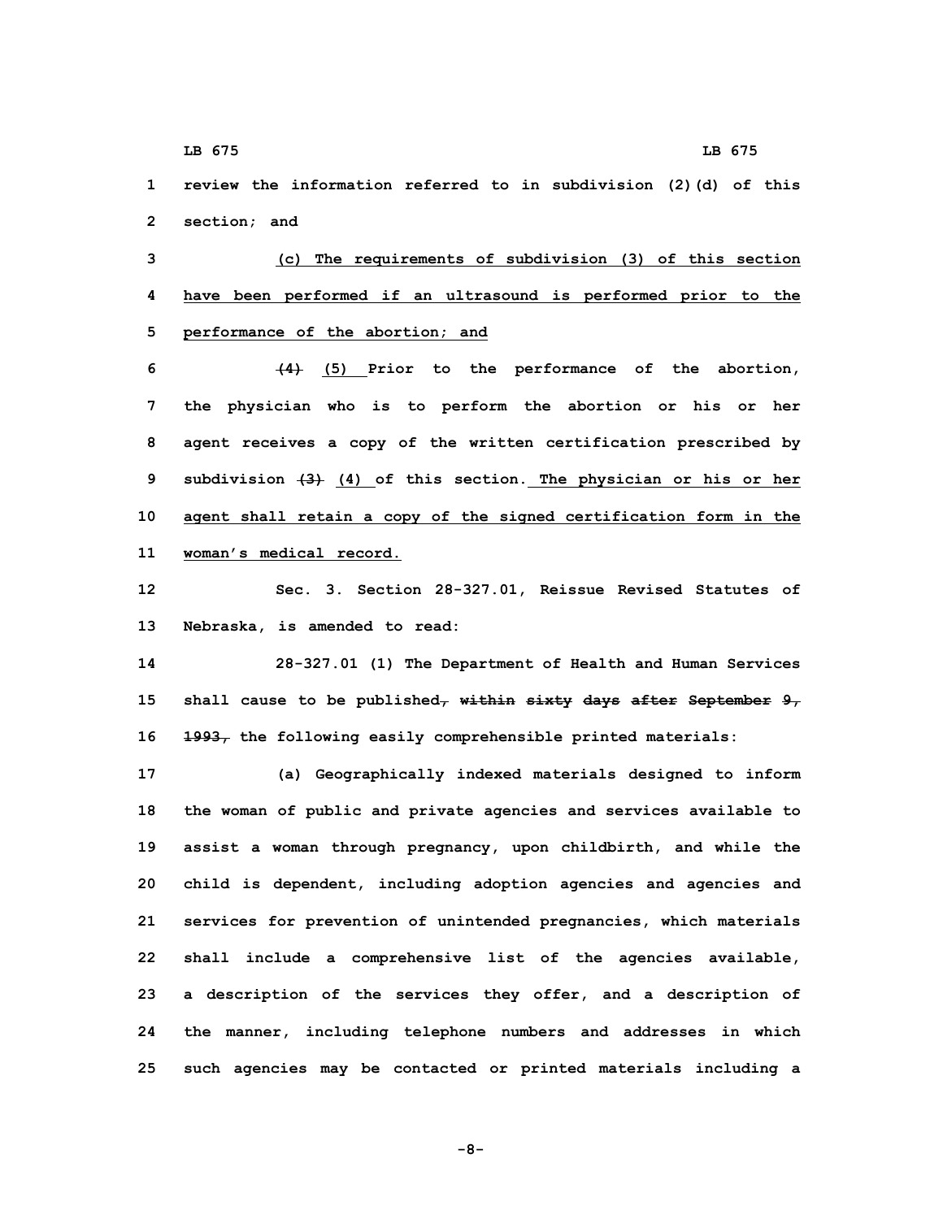review the information referred to in subdivision (2)(d) of this section; and

(c) The requirements of subdivision (3) of this section have been performed if an ultrasound is performed prior to the performance of the abortion; and

~~(4)~~ (5) Prior to the performance of the abortion, the physician who is to perform the abortion or his or her agent receives a copy of the written certification prescribed by subdivision ~~(3)~~ (4) of this section. The physician or his or her agent shall retain a copy of the signed certification form in the woman's medical record.

Sec. 3. Section 28-327.01, Reissue Revised Statutes of Nebraska, is amended to read:

28-327.01 (1) The Department of Health and Human Services shall cause to be published~~, within sixty days after September 9, 1993,~~ the following easily comprehensible printed materials:

(a) Geographically indexed materials designed to inform the woman of public and private agencies and services available to assist a woman through pregnancy, upon childbirth, and while the child is dependent, including adoption agencies and agencies and services for prevention of unintended pregnancies, which materials shall include a comprehensive list of the agencies available, a description of the services they offer, and a description of the manner, including telephone numbers and addresses in which such agencies may be contacted or printed materials including a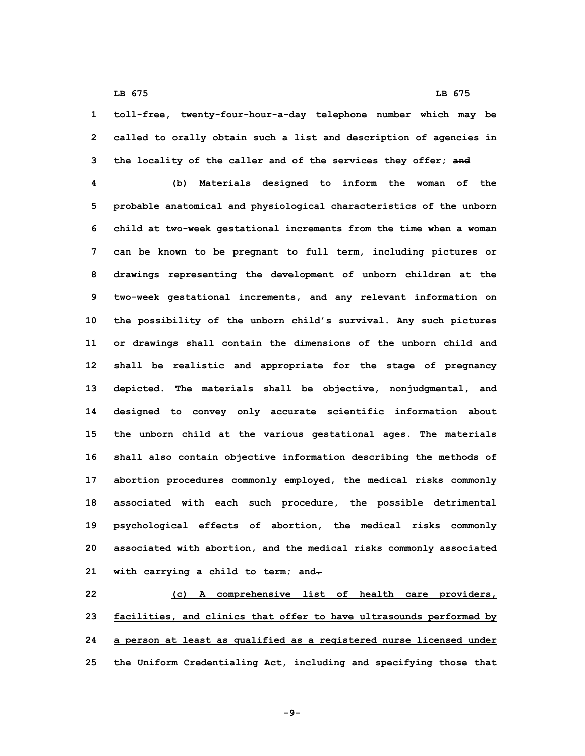toll-free, twenty-four-hour-a-day telephone number which may be called to orally obtain such a list and description of agencies in the locality of the caller and of the services they offer; ~~and~~

(b) Materials designed to inform the woman of the probable anatomical and physiological characteristics of the unborn child at two-week gestational increments from the time when a woman can be known to be pregnant to full term, including pictures or drawings representing the development of unborn children at the two-week gestational increments, and any relevant information on the possibility of the unborn child's survival. Any such pictures or drawings shall contain the dimensions of the unborn child and shall be realistic and appropriate for the stage of pregnancy depicted. The materials shall be objective, nonjudgmental, and designed to convey only accurate scientific information about the unborn child at the various gestational ages. The materials shall also contain objective information describing the methods of abortion procedures commonly employed, the medical risks commonly associated with each such procedure, the possible detrimental psychological effects of abortion, the medical risks commonly associated with abortion, and the medical risks commonly associated with carrying a child to term<u>; and</u>~~.~~

<u>(c) A comprehensive list of health care providers, facilities, and clinics that offer to have ultrasounds performed by a person at least as qualified as a registered nurse licensed under the Uniform Credentialing Act, including and specifying those that</u>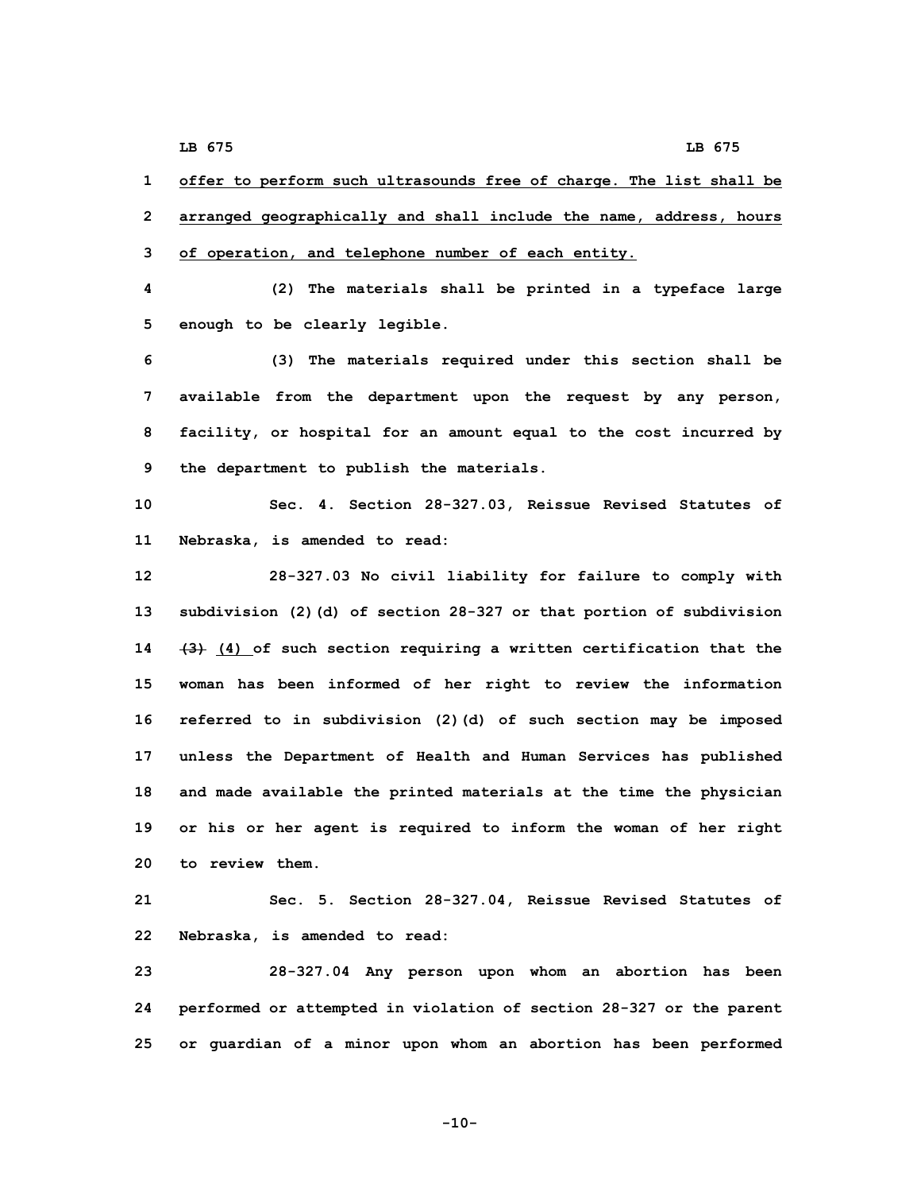<u>offer to perform such ultrasounds free of charge. The list shall be arranged geographically and shall include the name, address, hours of operation, and telephone number of each entity.</u>

(2) The materials shall be printed in a typeface large enough to be clearly legible.

(3) The materials required under this section shall be available from the department upon the request by any person, facility, or hospital for an amount equal to the cost incurred by the department to publish the materials.

Sec. 4. Section 28-327.03, Reissue Revised Statutes of Nebraska, is amended to read:

28-327.03 No civil liability for failure to comply with subdivision (2)(d) of section 28-327 or that portion of subdivision ~~(3)~~ <u>(4)</u> of such section requiring a written certification that the woman has been informed of her right to review the information referred to in subdivision (2)(d) of such section may be imposed unless the Department of Health and Human Services has published and made available the printed materials at the time the physician or his or her agent is required to inform the woman of her right to review them.

Sec. 5. Section 28-327.04, Reissue Revised Statutes of Nebraska, is amended to read:

28-327.04 Any person upon whom an abortion has been performed or attempted in violation of section 28-327 or the parent or guardian of a minor upon whom an abortion has been performed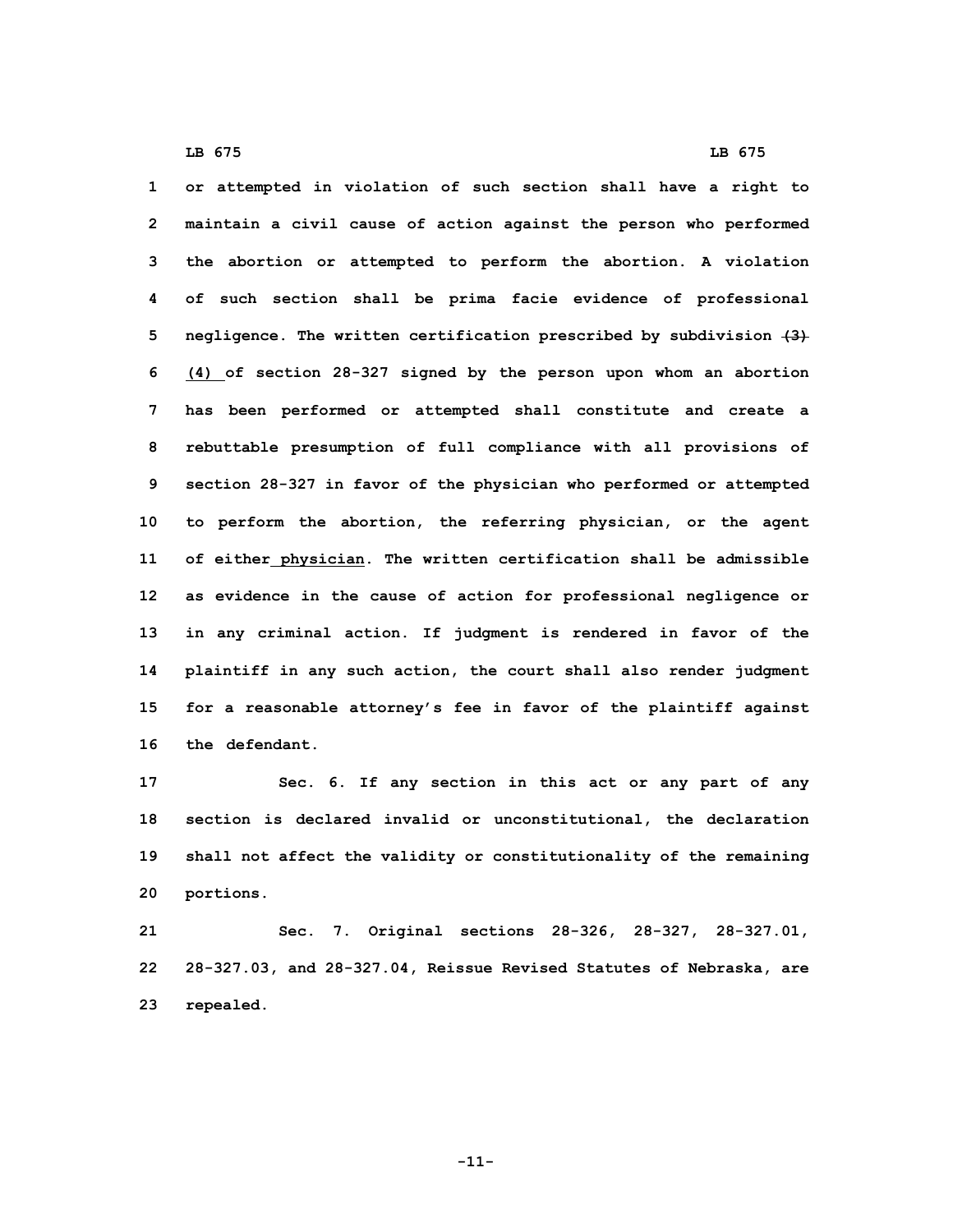or attempted in violation of such section shall have a right to maintain a civil cause of action against the person who performed the abortion or attempted to perform the abortion. A violation of such section shall be prima facie evidence of professional negligence. The written certification prescribed by subdivision ~~(3)~~ <u>(4)</u> of section 28-327 signed by the person upon whom an abortion has been performed or attempted shall constitute and create a rebuttable presumption of full compliance with all provisions of section 28-327 in favor of the physician who performed or attempted to perform the abortion, the referring physician, or the agent of either <u>physician</u>. The written certification shall be admissible as evidence in the cause of action for professional negligence or in any criminal action. If judgment is rendered in favor of the plaintiff in any such action, the court shall also render judgment for a reasonable attorney's fee in favor of the plaintiff against the defendant.

Sec. 6. If any section in this act or any part of any section is declared invalid or unconstitutional, the declaration shall not affect the validity or constitutionality of the remaining portions.

Sec. 7. Original sections 28-326, 28-327, 28-327.01, 28-327.03, and 28-327.04, Reissue Revised Statutes of Nebraska, are repealed.